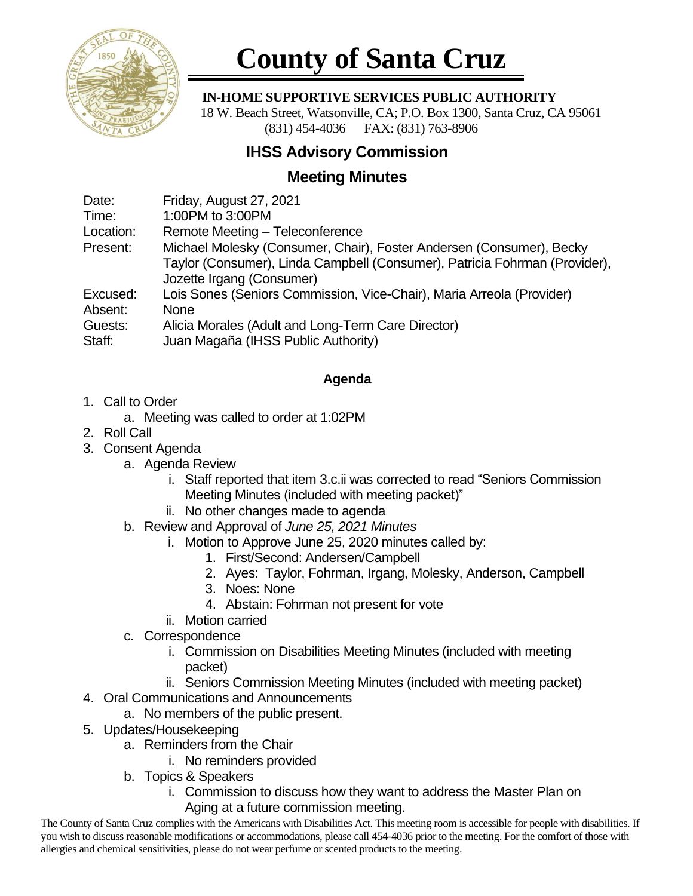# County of Santa Cruz

**IN-HOME SUPPORTIVE SERVICES PUBLIC AUTHORITY**
18 W. Beach Street, Watsonville, CA; P.O. Box 1300, Santa Cruz, CA 95061
(831) 454-4036 FAX: (831) 763-8906

## IHSS Advisory Commission

## Meeting Minutes

Date: Friday, August 27, 2021
Time: 1:00PM to 3:00PM
Location: Remote Meeting – Teleconference
Present: Michael Molesky (Consumer, Chair), Foster Andersen (Consumer), Becky Taylor (Consumer), Linda Campbell (Consumer), Patricia Fohrman (Provider), Jozette Irgang (Consumer)
Excused: Lois Sones (Seniors Commission, Vice-Chair), Maria Arreola (Provider)
Absent: None
Guests: Alicia Morales (Adult and Long-Term Care Director)
Staff: Juan Magaña (IHSS Public Authority)

### Agenda

1. Call to Order
   a. Meeting was called to order at 1:02PM
2. Roll Call
3. Consent Agenda
   a. Agenda Review
      i. Staff reported that item 3.c.ii was corrected to read "Seniors Commission Meeting Minutes (included with meeting packet)"
      ii. No other changes made to agenda
   b. Review and Approval of *June 25, 2021 Minutes*
      i. Motion to Approve June 25, 2020 minutes called by:
         1. First/Second: Andersen/Campbell
         2. Ayes: Taylor, Fohrman, Irgang, Molesky, Anderson, Campbell
         3. Noes: None
         4. Abstain: Fohrman not present for vote
      ii. Motion carried
   c. Correspondence
      i. Commission on Disabilities Meeting Minutes (included with meeting packet)
      ii. Seniors Commission Meeting Minutes (included with meeting packet)
4. Oral Communications and Announcements
   a. No members of the public present.
5. Updates/Housekeeping
   a. Reminders from the Chair
      i. No reminders provided
   b. Topics & Speakers
      i. Commission to discuss how they want to address the Master Plan on Aging at a future commission meeting.

The County of Santa Cruz complies with the Americans with Disabilities Act. This meeting room is accessible for people with disabilities. If you wish to discuss reasonable modifications or accommodations, please call 454-4036 prior to the meeting. For the comfort of those with allergies and chemical sensitivities, please do not wear perfume or scented products to the meeting.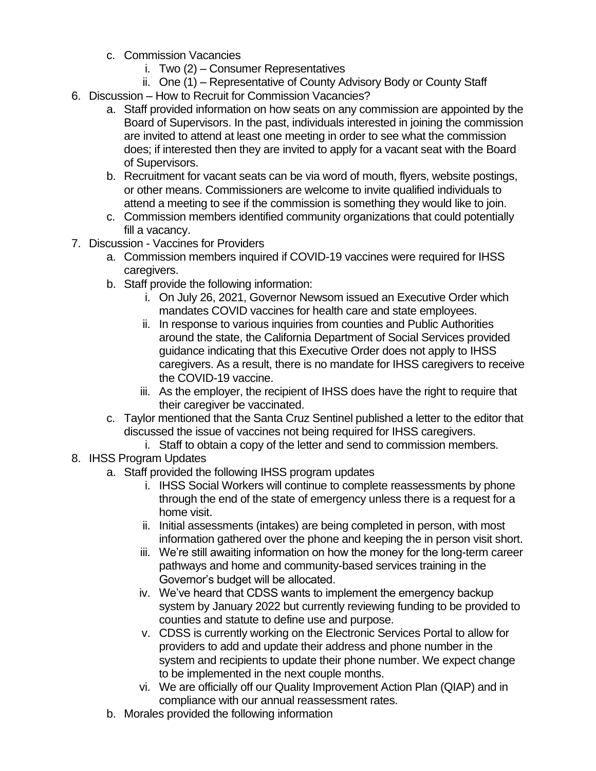c. Commission Vacancies
    i. Two (2) – Consumer Representatives
    ii. One (1) – Representative of County Advisory Body or County Staff

6. Discussion – How to Recruit for Commission Vacancies?
    a. Staff provided information on how seats on any commission are appointed by the Board of Supervisors. In the past, individuals interested in joining the commission are invited to attend at least one meeting in order to see what the commission does; if interested then they are invited to apply for a vacant seat with the Board of Supervisors.
    b. Recruitment for vacant seats can be via word of mouth, flyers, website postings, or other means. Commissioners are welcome to invite qualified individuals to attend a meeting to see if the commission is something they would like to join.
    c. Commission members identified community organizations that could potentially fill a vacancy.

7. Discussion - Vaccines for Providers
    a. Commission members inquired if COVID-19 vaccines were required for IHSS caregivers.
    b. Staff provide the following information:
        i. On July 26, 2021, Governor Newsom issued an Executive Order which mandates COVID vaccines for health care and state employees.
        ii. In response to various inquiries from counties and Public Authorities around the state, the California Department of Social Services provided guidance indicating that this Executive Order does not apply to IHSS caregivers. As a result, there is no mandate for IHSS caregivers to receive the COVID-19 vaccine.
        iii. As the employer, the recipient of IHSS does have the right to require that their caregiver be vaccinated.
    c. Taylor mentioned that the Santa Cruz Sentinel published a letter to the editor that discussed the issue of vaccines not being required for IHSS caregivers.
        i. Staff to obtain a copy of the letter and send to commission members.

8. IHSS Program Updates
    a. Staff provided the following IHSS program updates
        i. IHSS Social Workers will continue to complete reassessments by phone through the end of the state of emergency unless there is a request for a home visit.
        ii. Initial assessments (intakes) are being completed in person, with most information gathered over the phone and keeping the in person visit short.
        iii. We're still awaiting information on how the money for the long-term career pathways and home and community-based services training in the Governor's budget will be allocated.
        iv. We've heard that CDSS wants to implement the emergency backup system by January 2022 but currently reviewing funding to be provided to counties and statute to define use and purpose.
        v. CDSS is currently working on the Electronic Services Portal to allow for providers to add and update their address and phone number in the system and recipients to update their phone number. We expect change to be implemented in the next couple months.
        vi. We are officially off our Quality Improvement Action Plan (QIAP) and in compliance with our annual reassessment rates.
    b. Morales provided the following information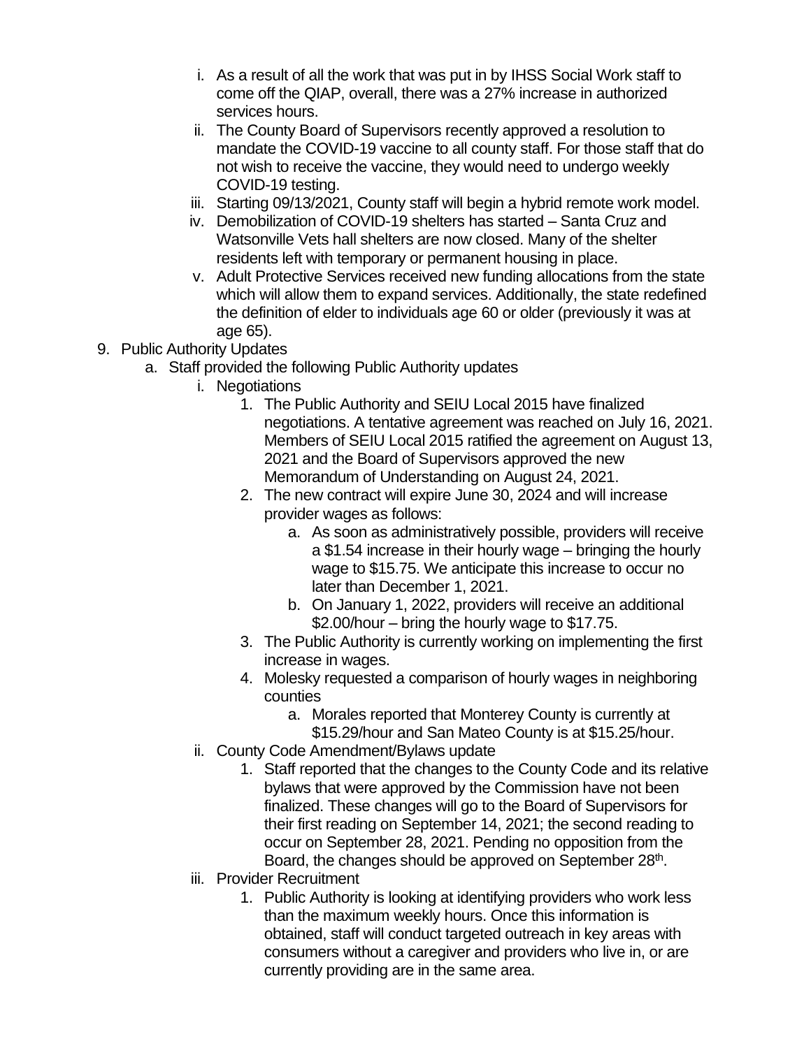i. As a result of all the work that was put in by IHSS Social Work staff to come off the QIAP, overall, there was a 27% increase in authorized services hours.
   ii. The County Board of Supervisors recently approved a resolution to mandate the COVID-19 vaccine to all county staff. For those staff that do not wish to receive the vaccine, they would need to undergo weekly COVID-19 testing.
   iii. Starting 09/13/2021, County staff will begin a hybrid remote work model.
   iv. Demobilization of COVID-19 shelters has started – Santa Cruz and Watsonville Vets hall shelters are now closed. Many of the shelter residents left with temporary or permanent housing in place.
   v. Adult Protective Services received new funding allocations from the state which will allow them to expand services. Additionally, the state redefined the definition of elder to individuals age 60 or older (previously it was at age 65).

9. Public Authority Updates
   a. Staff provided the following Public Authority updates
      i. Negotiations
         1. The Public Authority and SEIU Local 2015 have finalized negotiations. A tentative agreement was reached on July 16, 2021. Members of SEIU Local 2015 ratified the agreement on August 13, 2021 and the Board of Supervisors approved the new Memorandum of Understanding on August 24, 2021.
         2. The new contract will expire June 30, 2024 and will increase provider wages as follows:
            a. As soon as administratively possible, providers will receive a $1.54 increase in their hourly wage – bringing the hourly wage to $15.75. We anticipate this increase to occur no later than December 1, 2021.
            b. On January 1, 2022, providers will receive an additional $2.00/hour – bring the hourly wage to $17.75.
         3. The Public Authority is currently working on implementing the first increase in wages.
         4. Molesky requested a comparison of hourly wages in neighboring counties
            a. Morales reported that Monterey County is currently at $15.29/hour and San Mateo County is at $15.25/hour.
      ii. County Code Amendment/Bylaws update
         1. Staff reported that the changes to the County Code and its relative bylaws that were approved by the Commission have not been finalized. These changes will go to the Board of Supervisors for their first reading on September 14, 2021; the second reading to occur on September 28, 2021. Pending no opposition from the Board, the changes should be approved on September 28th.
      iii. Provider Recruitment
         1. Public Authority is looking at identifying providers who work less than the maximum weekly hours. Once this information is obtained, staff will conduct targeted outreach in key areas with consumers without a caregiver and providers who live in, or are currently providing are in the same area.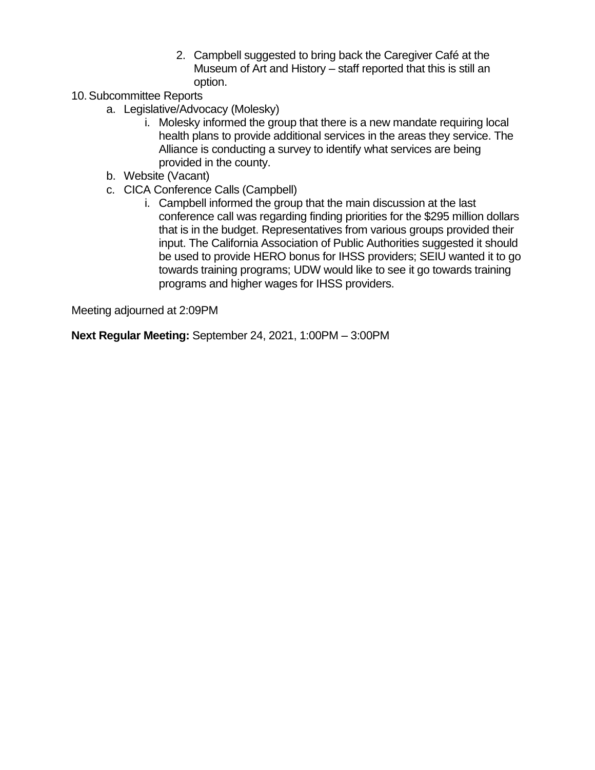2. Campbell suggested to bring back the Caregiver Café at the Museum of Art and History – staff reported that this is still an option.

10. Subcommittee Reports
    a. Legislative/Advocacy (Molesky)
        i. Molesky informed the group that there is a new mandate requiring local health plans to provide additional services in the areas they service. The Alliance is conducting a survey to identify what services are being provided in the county.
    b. Website (Vacant)
    c. CICA Conference Calls (Campbell)
        i. Campbell informed the group that the main discussion at the last conference call was regarding finding priorities for the $295 million dollars that is in the budget. Representatives from various groups provided their input. The California Association of Public Authorities suggested it should be used to provide HERO bonus for IHSS providers; SEIU wanted it to go towards training programs; UDW would like to see it go towards training programs and higher wages for IHSS providers.

Meeting adjourned at 2:09PM

**Next Regular Meeting:** September 24, 2021, 1:00PM – 3:00PM